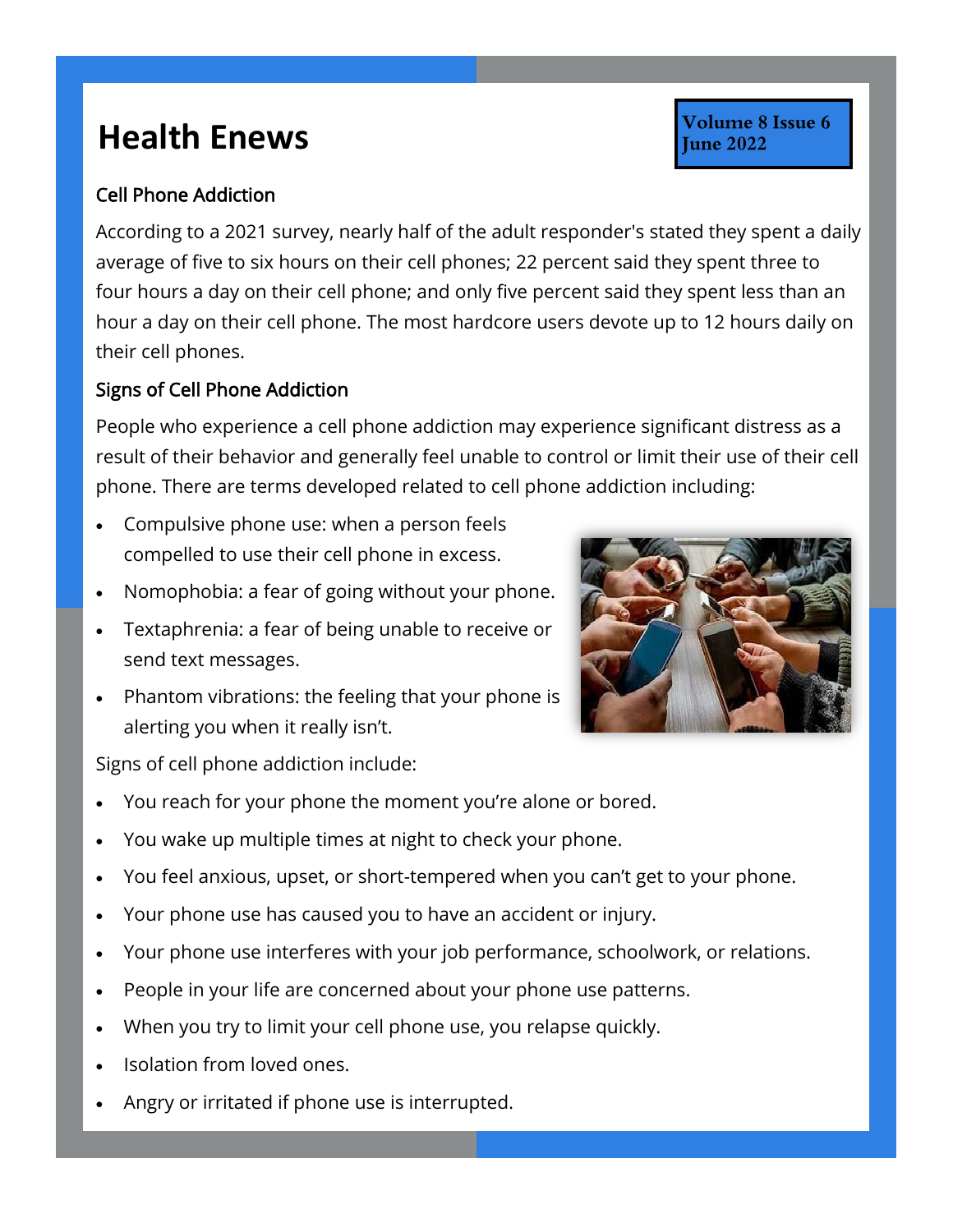# Health Enews

**Volume 8 Issue 6**
**June 2022**

## Cell Phone Addiction

According to a 2021 survey, nearly half of the adult responder's stated they spent a daily average of five to six hours on their cell phones; 22 percent said they spent three to four hours a day on their cell phone; and only five percent said they spent less than an hour a day on their cell phone. The most hardcore users devote up to 12 hours daily on their cell phones.

## Signs of Cell Phone Addiction

People who experience a cell phone addiction may experience significant distress as a result of their behavior and generally feel unable to control or limit their use of their cell phone. There are terms developed related to cell phone addiction including:

- Compulsive phone use: when a person feels compelled to use their cell phone in excess.
- Nomophobia: a fear of going without your phone.
- Textaphrenia: a fear of being unable to receive or send text messages.
- Phantom vibrations: the feeling that your phone is alerting you when it really isn't.

Signs of cell phone addiction include:

- You reach for your phone the moment you're alone or bored.
- You wake up multiple times at night to check your phone.
- You feel anxious, upset, or short-tempered when you can't get to your phone.
- Your phone use has caused you to have an accident or injury.
- Your phone use interferes with your job performance, schoolwork, or relations.
- People in your life are concerned about your phone use patterns.
- When you try to limit your cell phone use, you relapse quickly.
- Isolation from loved ones.
- Angry or irritated if phone use is interrupted.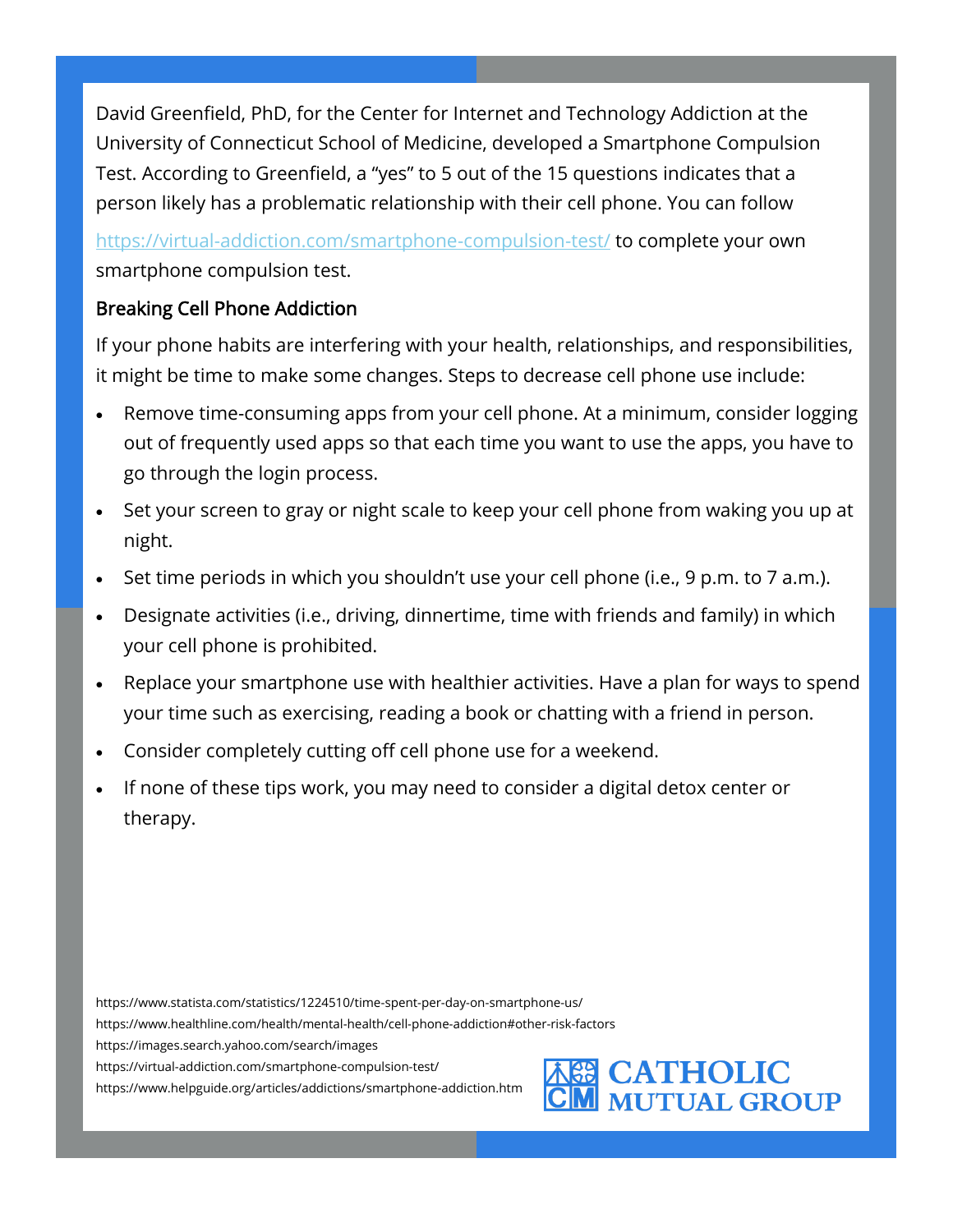David Greenfield, PhD, for the Center for Internet and Technology Addiction at the University of Connecticut School of Medicine, developed a Smartphone Compulsion Test. According to Greenfield, a "yes" to 5 out of the 15 questions indicates that a person likely has a problematic relationship with their cell phone. You can follow https://virtual-addiction.com/smartphone-compulsion-test/ to complete your own smartphone compulsion test.

## Breaking Cell Phone Addiction

If your phone habits are interfering with your health, relationships, and responsibilities, it might be time to make some changes. Steps to decrease cell phone use include:

- Remove time-consuming apps from your cell phone. At a minimum, consider logging out of frequently used apps so that each time you want to use the apps, you have to go through the login process.
- Set your screen to gray or night scale to keep your cell phone from waking you up at night.
- Set time periods in which you shouldn't use your cell phone (i.e., 9 p.m. to 7 a.m.).
- Designate activities (i.e., driving, dinnertime, time with friends and family) in which your cell phone is prohibited.
- Replace your smartphone use with healthier activities. Have a plan for ways to spend your time such as exercising, reading a book or chatting with a friend in person.
- Consider completely cutting off cell phone use for a weekend.
- If none of these tips work, you may need to consider a digital detox center or therapy.

https://www.statista.com/statistics/1224510/time-spent-per-day-on-smartphone-us/
https://www.healthline.com/health/mental-health/cell-phone-addiction#other-risk-factors
https://images.search.yahoo.com/search/images
https://virtual-addiction.com/smartphone-compulsion-test/
https://www.helpguide.org/articles/addictions/smartphone-addiction.htm

CATHOLIC MUTUAL GROUP